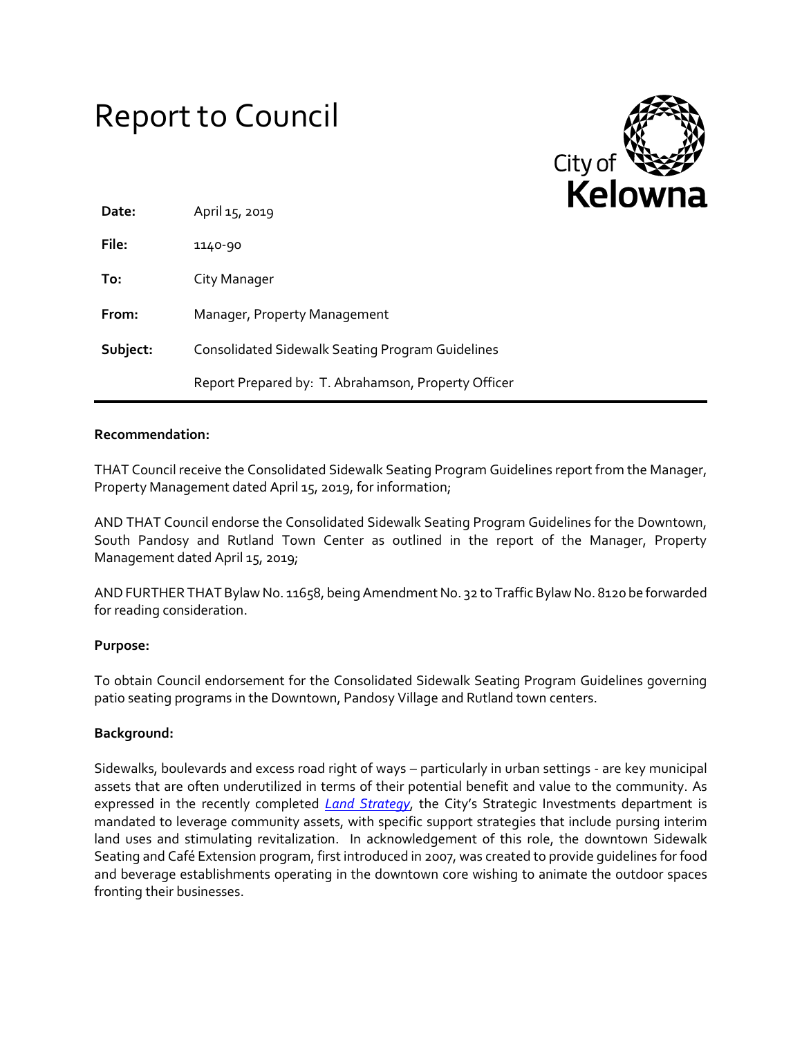# Report to Council

City of **Kelowna**

| | |
|---|---|
| **Date:** | April 15, 2019 |
| **File:** | 1140-90 |
| **To:** | City Manager |
| **From:** | Manager, Property Management |
| **Subject:** | Consolidated Sidewalk Seating Program Guidelines |
| | Report Prepared by: T. Abrahamson, Property Officer |

---

**Recommendation:**

THAT Council receive the Consolidated Sidewalk Seating Program Guidelines report from the Manager, Property Management dated April 15, 2019, for information;

AND THAT Council endorse the Consolidated Sidewalk Seating Program Guidelines for the Downtown, South Pandosy and Rutland Town Center as outlined in the report of the Manager, Property Management dated April 15, 2019;

AND FURTHER THAT Bylaw No. 11658, being Amendment No. 32 to Traffic Bylaw No. 8120 be forwarded for reading consideration.

**Purpose:**

To obtain Council endorsement for the Consolidated Sidewalk Seating Program Guidelines governing patio seating programs in the Downtown, Pandosy Village and Rutland town centers.

**Background:**

Sidewalks, boulevards and excess road right of ways – particularly in urban settings - are key municipal assets that are often underutilized in terms of their potential benefit and value to the community. As expressed in the recently completed *Land Strategy*, the City's Strategic Investments department is mandated to leverage community assets, with specific support strategies that include pursing interim land uses and stimulating revitalization. In acknowledgement of this role, the downtown Sidewalk Seating and Café Extension program, first introduced in 2007, was created to provide guidelines for food and beverage establishments operating in the downtown core wishing to animate the outdoor spaces fronting their businesses.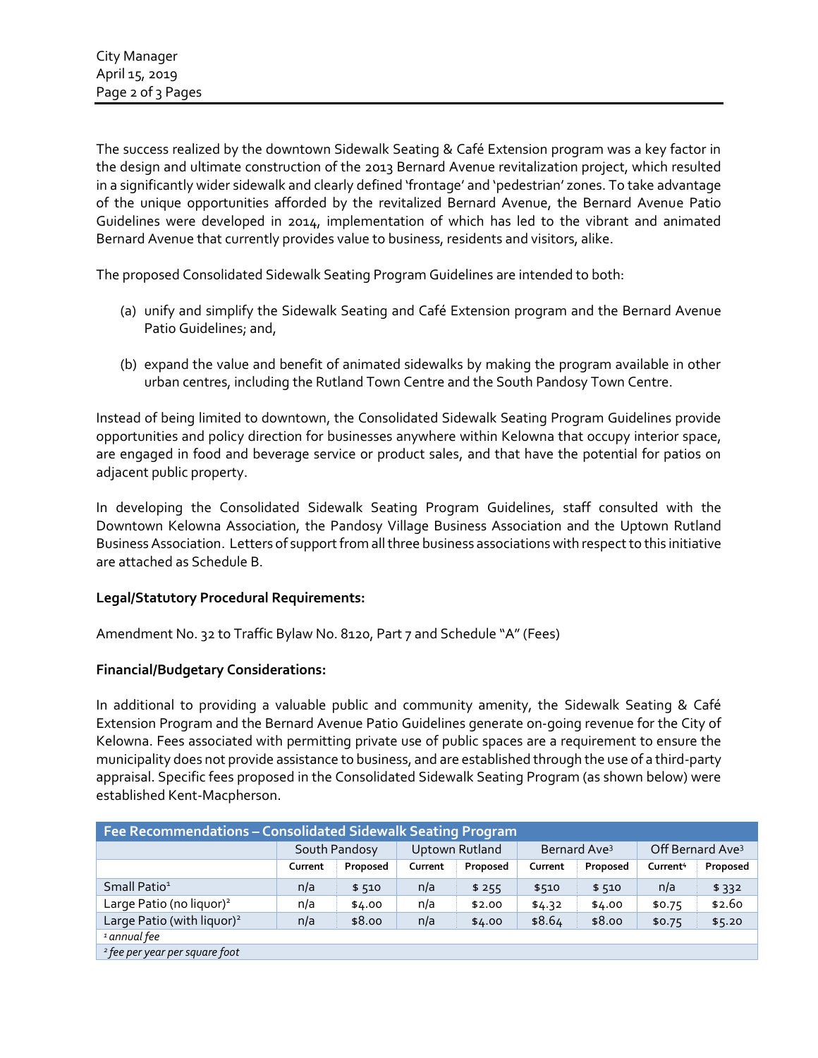The success realized by the downtown Sidewalk Seating & Café Extension program was a key factor in the design and ultimate construction of the 2013 Bernard Avenue revitalization project, which resulted in a significantly wider sidewalk and clearly defined 'frontage' and 'pedestrian' zones. To take advantage of the unique opportunities afforded by the revitalized Bernard Avenue, the Bernard Avenue Patio Guidelines were developed in 2014, implementation of which has led to the vibrant and animated Bernard Avenue that currently provides value to business, residents and visitors, alike.

The proposed Consolidated Sidewalk Seating Program Guidelines are intended to both:

(a) unify and simplify the Sidewalk Seating and Café Extension program and the Bernard Avenue Patio Guidelines; and,

(b) expand the value and benefit of animated sidewalks by making the program available in other urban centres, including the Rutland Town Centre and the South Pandosy Town Centre.

Instead of being limited to downtown, the Consolidated Sidewalk Seating Program Guidelines provide opportunities and policy direction for businesses anywhere within Kelowna that occupy interior space, are engaged in food and beverage service or product sales, and that have the potential for patios on adjacent public property.

In developing the Consolidated Sidewalk Seating Program Guidelines, staff consulted with the Downtown Kelowna Association, the Pandosy Village Business Association and the Uptown Rutland Business Association. Letters of support from all three business associations with respect to this initiative are attached as Schedule B.

**Legal/Statutory Procedural Requirements:**

Amendment No. 32 to Traffic Bylaw No. 8120, Part 7 and Schedule "A" (Fees)

**Financial/Budgetary Considerations:**

In additional to providing a valuable public and community amenity, the Sidewalk Seating & Café Extension Program and the Bernard Avenue Patio Guidelines generate on-going revenue for the City of Kelowna. Fees associated with permitting private use of public spaces are a requirement to ensure the municipality does not provide assistance to business, and are established through the use of a third-party appraisal. Specific fees proposed in the Consolidated Sidewalk Seating Program (as shown below) were established Kent-Macpherson.

| Fee Recommendations – Consolidated Sidewalk Seating Program | South Pandosy | | Uptown Rutland | | Bernard Ave[3] | | Off Bernard Ave[3] | |
|---|---|---|---|---|---|---|---|---|
| | Current | Proposed | Current | Proposed | Current | Proposed | Current[4] | Proposed |
| Small Patio[1] | n/a | $ 510 | n/a | $ 255 | $510 | $ 510 | n/a | $ 332 |
| Large Patio (no liquor)[2] | n/a | $4.00 | n/a | $2.00 | $4.32 | $4.00 | $0.75 | $2.60 |
| Large Patio (with liquor)[2] | n/a | $8.00 | n/a | $4.00 | $8.64 | $8.00 | $0.75 | $5.20 |

[1] *annual fee*

[2] *fee per year per square foot*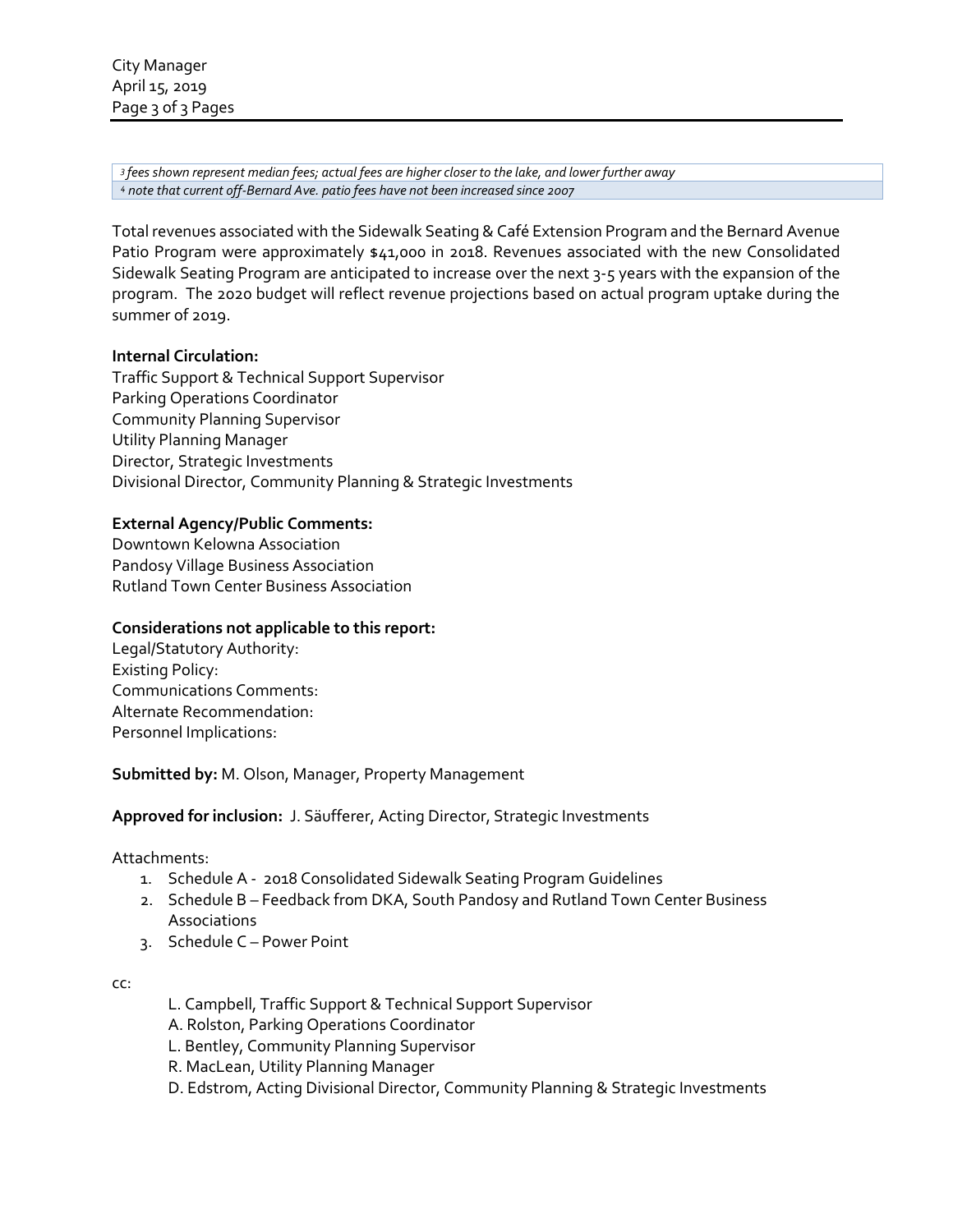[3] fees shown represent median fees; actual fees are higher closer to the lake, and lower further away

[4] note that current off-Bernard Ave. patio fees have not been increased since 2007

Total revenues associated with the Sidewalk Seating & Café Extension Program and the Bernard Avenue Patio Program were approximately $41,000 in 2018. Revenues associated with the new Consolidated Sidewalk Seating Program are anticipated to increase over the next 3-5 years with the expansion of the program. The 2020 budget will reflect revenue projections based on actual program uptake during the summer of 2019.

**Internal Circulation:**
Traffic Support & Technical Support Supervisor
Parking Operations Coordinator
Community Planning Supervisor
Utility Planning Manager
Director, Strategic Investments
Divisional Director, Community Planning & Strategic Investments

**External Agency/Public Comments:**
Downtown Kelowna Association
Pandosy Village Business Association
Rutland Town Center Business Association

**Considerations not applicable to this report:**
Legal/Statutory Authority:
Existing Policy:
Communications Comments:
Alternate Recommendation:
Personnel Implications:

**Submitted by:** M. Olson, Manager, Property Management

**Approved for inclusion:** J. Säufferer, Acting Director, Strategic Investments

Attachments:

1. Schedule A - 2018 Consolidated Sidewalk Seating Program Guidelines
2. Schedule B – Feedback from DKA, South Pandosy and Rutland Town Center Business Associations
3. Schedule C – Power Point

cc:

L. Campbell, Traffic Support & Technical Support Supervisor
A. Rolston, Parking Operations Coordinator
L. Bentley, Community Planning Supervisor
R. MacLean, Utility Planning Manager
D. Edstrom, Acting Divisional Director, Community Planning & Strategic Investments